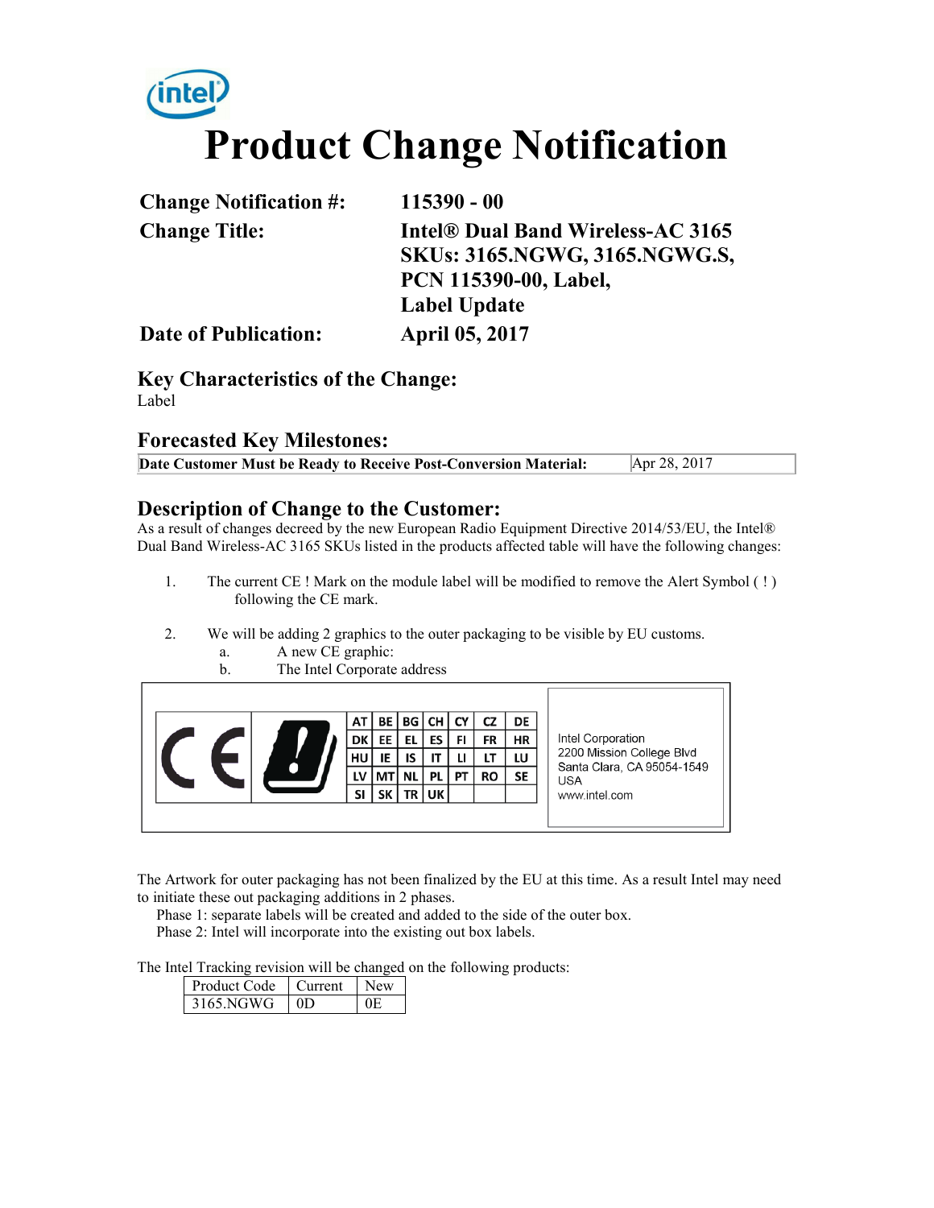# Product Change Notification

| | |
|---|---|
| **Change Notification #:** | **115390 - 00** |
| **Change Title:** | **Intel® Dual Band Wireless-AC 3165 SKUs: 3165.NGWG, 3165.NGWG.S, PCN 115390-00, Label, Label Update** |
| **Date of Publication:** | **April 05, 2017** |

## Key Characteristics of the Change:

Label

## Forecasted Key Milestones:

| | |
|---|---|
| **Date Customer Must be Ready to Receive Post-Conversion Material:** | Apr 28, 2017 |

## Description of Change to the Customer:

As a result of changes decreed by the new European Radio Equipment Directive 2014/53/EU, the Intel® Dual Band Wireless-AC 3165 SKUs listed in the products affected table will have the following changes:

1. The current CE ! Mark on the module label will be modified to remove the Alert Symbol ( ! ) following the CE mark.

2. We will be adding 2 graphics to the outer packaging to be visible by EU customs.
   a. A new CE graphic:
   b. The Intel Corporate address

| AT | BE | BG | CH | CY | CZ | DE |
|---|---|---|---|---|---|---|
| DK | EE | EL | ES | FI | FR | HR |
| HU | IE | IS | IT | LI | LT | LU |
| LV | MT | NL | PL | PT | RO | SE |
| SI | SK | TR | UK | | | |

Intel Corporation
2200 Mission College Blvd
Santa Clara, CA 95054-1549
USA
www.intel.com

The Artwork for outer packaging has not been finalized by the EU at this time. As a result Intel may need to initiate these out packaging additions in 2 phases.

Phase 1: separate labels will be created and added to the side of the outer box.
Phase 2: Intel will incorporate into the existing out box labels.

The Intel Tracking revision will be changed on the following products:

| Product Code | Current | New |
|---|---|---|
| 3165.NGWG | 0D | 0E |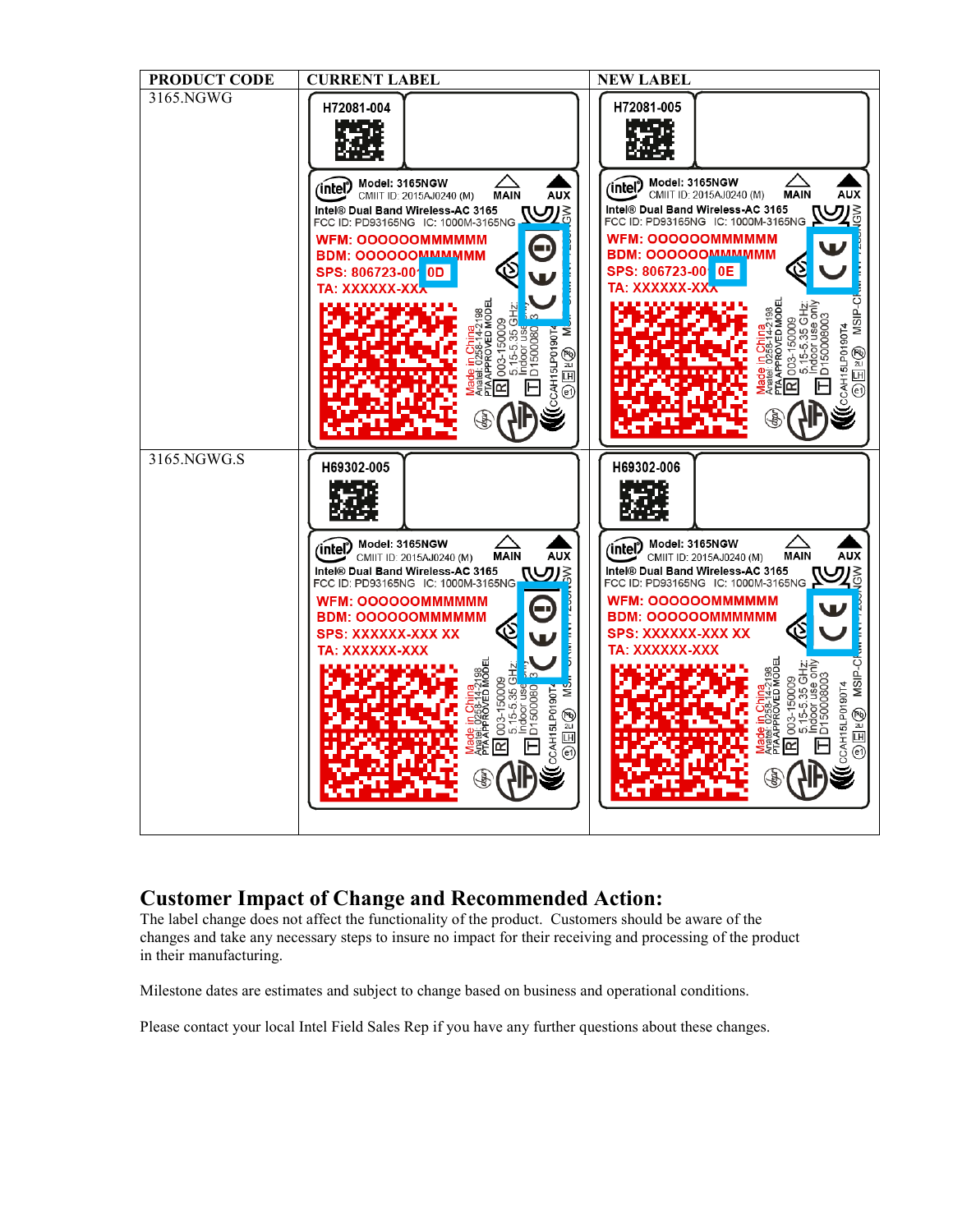| PRODUCT CODE | CURRENT LABEL | NEW LABEL |
|---|---|---|
| 3165.NGWG | H72081-004<br>Model: 3165NGW<br>CMIIT ID: 2015AJ0240 (M)<br>MAIN AUX<br>Intel® Dual Band Wireless-AC 3165<br>FCC ID: PD93165NG IC: 1000M-3165NG<br>WFM: OOOOOOMMMMMM<br>BDM: OOOOOOMMMMMM<br>SPS: 806723-001 0D<br>TA: XXXXXX-XXX<br>Made in China<br>Anatel: 0258-14-2198<br>PTA APPROVED MODEL<br>003-150009<br>5.15-5.35 GHz: Indoor use only<br>D150008003<br>CCAH15LP0190T4 | H72081-005<br>Model: 3165NGW<br>CMIIT ID: 2015AJ0240 (M)<br>MAIN AUX<br>Intel® Dual Band Wireless-AC 3165<br>FCC ID: PD93165NG IC: 1000M-3165NG<br>WFM: OOOOOOMMMMMM<br>BDM: OOOOOOMMMMMM<br>SPS: 806723-001 0E<br>TA: XXXXXX-XXX<br>Made in China<br>Anatel: 0258-14-2198<br>PTA APPROVED MODEL<br>003-150009<br>5.15-5.35 GHz: Indoor use only<br>D150008003<br>CCAH15LP0190T4<br>MSIP-CRM-INT-7265NGW |
| 3165.NGWG.S | H69302-005<br>Model: 3165NGW<br>CMIIT ID: 2015AJ0240 (M)<br>MAIN AUX<br>Intel® Dual Band Wireless-AC 3165<br>FCC ID: PD93165NG IC: 1000M-3165NG<br>WFM: OOOOOOMMMMMM<br>BDM: OOOOOOMMMMMM<br>SPS: XXXXXX-XXX XX<br>TA: XXXXXX-XXX<br>Made in China<br>Anatel: 0258-14-2198<br>PTA APPROVED MODEL<br>003-150009<br>5.15-5.35 GHz: Indoor use only<br>D150008003<br>CCAH15LP0190T4 | H69302-006<br>Model: 3165NGW<br>CMIIT ID: 2015AJ0240 (M)<br>MAIN AUX<br>Intel® Dual Band Wireless-AC 3165<br>FCC ID: PD93165NG IC: 1000M-3165NG<br>WFM: OOOOOOMMMMMM<br>BDM: OOOOOOMMMMMM<br>SPS: XXXXXX-XXX XX<br>TA: XXXXXX-XXX<br>Made in China<br>Anatel: 0258-14-2198<br>PTA APPROVED MODEL<br>003-150009<br>5.15-5.35 GHz: Indoor use only<br>D150008003<br>CCAH15LP0190T4<br>MSIP-CRM-INT-7265NGW |

## Customer Impact of Change and Recommended Action:

The label change does not affect the functionality of the product. Customers should be aware of the changes and take any necessary steps to insure no impact for their receiving and processing of the product in their manufacturing.

Milestone dates are estimates and subject to change based on business and operational conditions.

Please contact your local Intel Field Sales Rep if you have any further questions about these changes.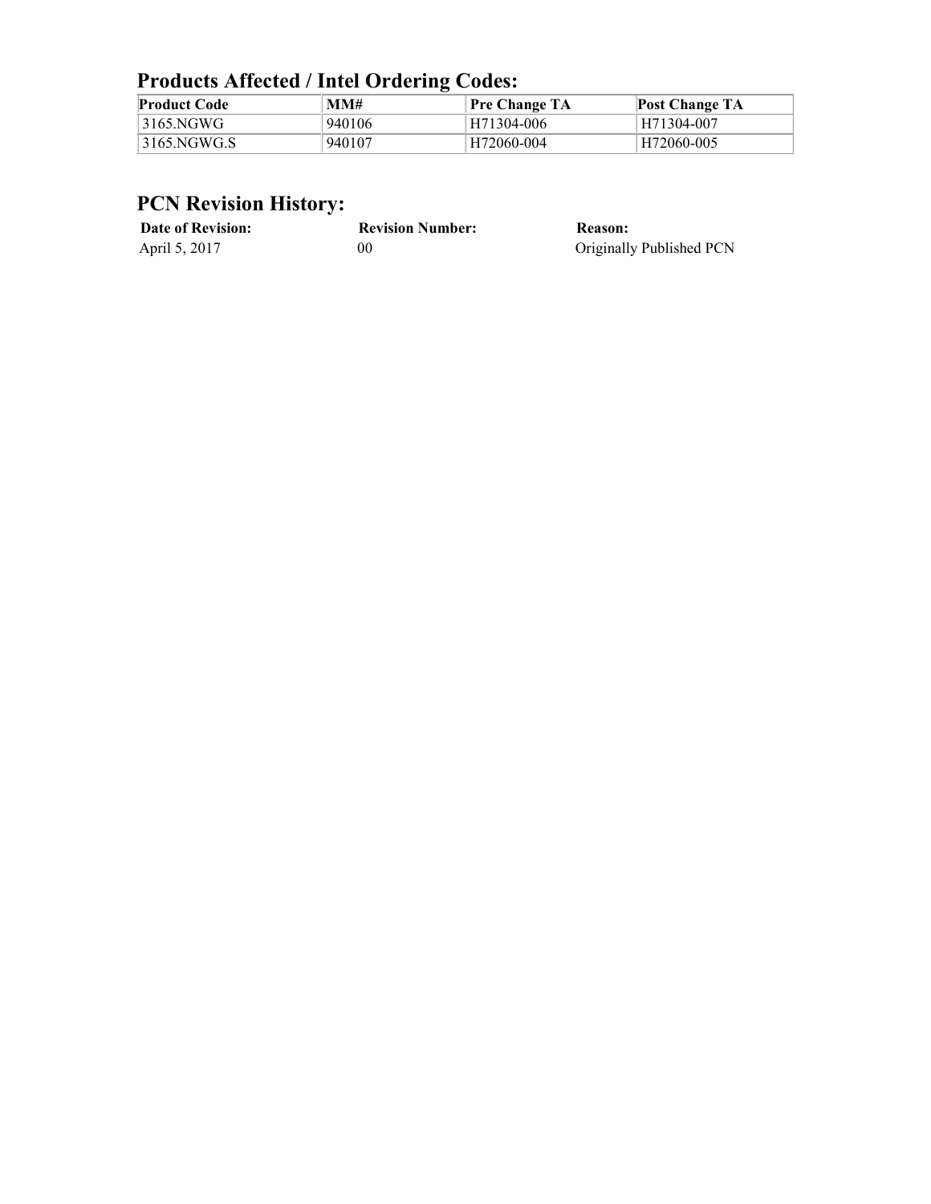## Products Affected / Intel Ordering Codes:

| Product Code | MM# | Pre Change TA | Post Change TA |
| --- | --- | --- | --- |
| 3165.NGWG | 940106 | H71304-006 | H71304-007 |
| 3165.NGWG.S | 940107 | H72060-004 | H72060-005 |

## PCN Revision History:

| Date of Revision: | Revision Number: | Reason: |
| --- | --- | --- |
| April 5, 2017 | 00 | Originally Published PCN |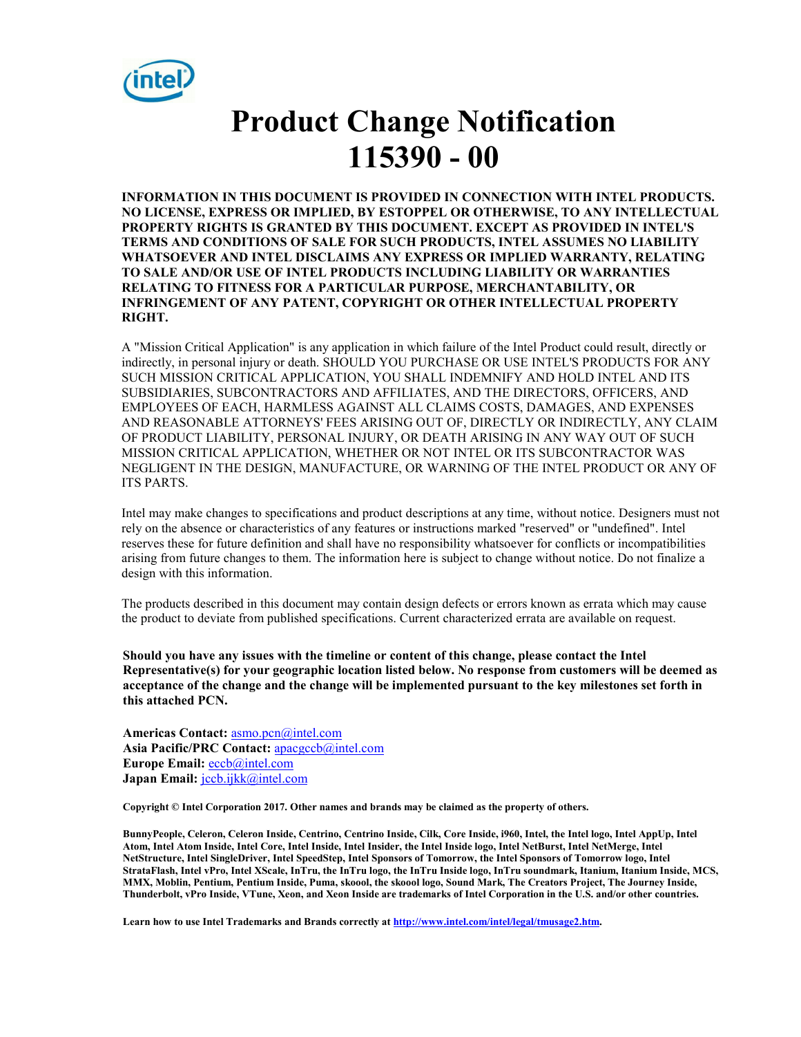# Product Change Notification
# 115390 - 00

**INFORMATION IN THIS DOCUMENT IS PROVIDED IN CONNECTION WITH INTEL PRODUCTS. NO LICENSE, EXPRESS OR IMPLIED, BY ESTOPPEL OR OTHERWISE, TO ANY INTELLECTUAL PROPERTY RIGHTS IS GRANTED BY THIS DOCUMENT. EXCEPT AS PROVIDED IN INTEL'S TERMS AND CONDITIONS OF SALE FOR SUCH PRODUCTS, INTEL ASSUMES NO LIABILITY WHATSOEVER AND INTEL DISCLAIMS ANY EXPRESS OR IMPLIED WARRANTY, RELATING TO SALE AND/OR USE OF INTEL PRODUCTS INCLUDING LIABILITY OR WARRANTIES RELATING TO FITNESS FOR A PARTICULAR PURPOSE, MERCHANTABILITY, OR INFRINGEMENT OF ANY PATENT, COPYRIGHT OR OTHER INTELLECTUAL PROPERTY RIGHT.**

A "Mission Critical Application" is any application in which failure of the Intel Product could result, directly or indirectly, in personal injury or death. SHOULD YOU PURCHASE OR USE INTEL'S PRODUCTS FOR ANY SUCH MISSION CRITICAL APPLICATION, YOU SHALL INDEMNIFY AND HOLD INTEL AND ITS SUBSIDIARIES, SUBCONTRACTORS AND AFFILIATES, AND THE DIRECTORS, OFFICERS, AND EMPLOYEES OF EACH, HARMLESS AGAINST ALL CLAIMS COSTS, DAMAGES, AND EXPENSES AND REASONABLE ATTORNEYS' FEES ARISING OUT OF, DIRECTLY OR INDIRECTLY, ANY CLAIM OF PRODUCT LIABILITY, PERSONAL INJURY, OR DEATH ARISING IN ANY WAY OUT OF SUCH MISSION CRITICAL APPLICATION, WHETHER OR NOT INTEL OR ITS SUBCONTRACTOR WAS NEGLIGENT IN THE DESIGN, MANUFACTURE, OR WARNING OF THE INTEL PRODUCT OR ANY OF ITS PARTS.

Intel may make changes to specifications and product descriptions at any time, without notice. Designers must not rely on the absence or characteristics of any features or instructions marked "reserved" or "undefined". Intel reserves these for future definition and shall have no responsibility whatsoever for conflicts or incompatibilities arising from future changes to them. The information here is subject to change without notice. Do not finalize a design with this information.

The products described in this document may contain design defects or errors known as errata which may cause the product to deviate from published specifications. Current characterized errata are available on request.

**Should you have any issues with the timeline or content of this change, please contact the Intel Representative(s) for your geographic location listed below. No response from customers will be deemed as acceptance of the change and the change will be implemented pursuant to the key milestones set forth in this attached PCN.**

**Americas Contact:** asmo.pcn@intel.com
**Asia Pacific/PRC Contact:** apacgccb@intel.com
**Europe Email:** eccb@intel.com
**Japan Email:** jccb.ijkk@intel.com

**Copyright © Intel Corporation 2017. Other names and brands may be claimed as the property of others.**

**BunnyPeople, Celeron, Celeron Inside, Centrino, Centrino Inside, Cilk, Core Inside, i960, Intel, the Intel logo, Intel AppUp, Intel Atom, Intel Atom Inside, Intel Core, Intel Inside, Intel Insider, the Intel Inside logo, Intel NetBurst, Intel NetMerge, Intel NetStructure, Intel SingleDriver, Intel SpeedStep, Intel Sponsors of Tomorrow, the Intel Sponsors of Tomorrow logo, Intel StrataFlash, Intel vPro, Intel XScale, InTru, the InTru logo, the InTru Inside logo, InTru soundmark, Itanium, Itanium Inside, MCS, MMX, Moblin, Pentium, Pentium Inside, Puma, skoool, the skoool logo, Sound Mark, The Creators Project, The Journey Inside, Thunderbolt, vPro Inside, VTune, Xeon, and Xeon Inside are trademarks of Intel Corporation in the U.S. and/or other countries.**

**Learn how to use Intel Trademarks and Brands correctly at http://www.intel.com/intel/legal/tmusage2.htm.**